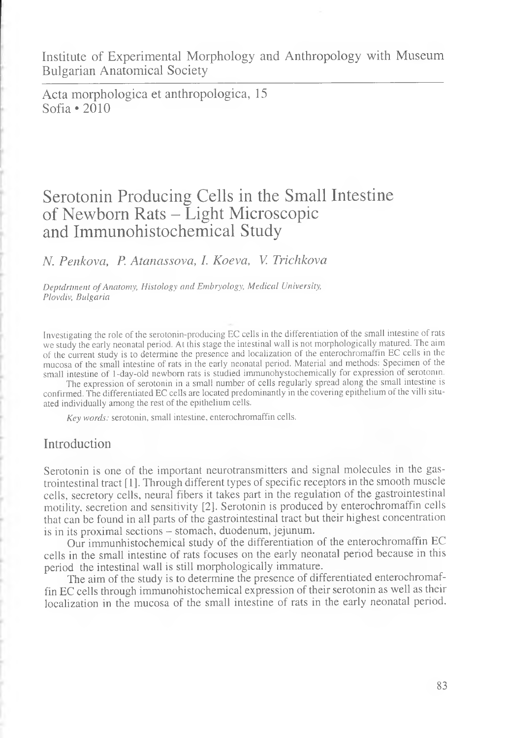Institute of Experimental Morphology and Anthropology with Museum
Bulgarian Anatomical Society

Acta morphologica et anthropologica, 15
Sofia • 2010

# Serotonin Producing Cells in the Small Intestine of Newborn Rats – Light Microscopic and Immunohistochemical Study

*N. Penkova, P. Atanassova, I. Koeva, V. Trichkova*

*Deptdrtment of Anatomy, Histology and Embryology, Medical University, Plovdiv, Bulgaria*

Investigating the role of the serotonin-producing EC cells in the differentiation of the small intestine of rats we study the early neonatal period. At this stage the intestinal wall is not morphologically matured. The aim of the current study is to determine the presence and localization of the enterochromaffin EC cells in the mucosa of the small intestine of rats in the early neonatal period. Material and methods: Specimen of the small intestine of 1-day-old newborn rats is studied immunohystochemically for expression of serotonin.

The expression of serotonin in a small number of cells regularly spread along the small intestine is confirmed. The differentiated EC cells are located predominantly in the covering epithelium of the villi situated individually among the rest of the epithelium cells.

*Key words:* serotonin, small intestine, enterochromaffin cells.

## Introduction

Serotonin is one of the important neurotransmitters and signal molecules in the gastrointestinal tract [1]. Through different types of specific receptors in the smooth muscle cells, secretory cells, neural fibers it takes part in the regulation of the gastrointestinal motility, secretion and sensitivity [2]. Serotonin is produced by enterochromaffin cells that can be found in all parts of the gastrointestinal tract but their highest concentration is in its proximal sections – stomach, duodenum, jejunum.

Our immunhistochemical study of the differentiation of the enterochromaffin EC cells in the small intestine of rats focuses on the early neonatal period because in this period the intestinal wall is still morphologically immature.

The aim of the study is to determine the presence of differentiated enterochromaffin EC cells through immunohistochemical expression of their serotonin as well as their localization in the mucosa of the small intestine of rats in the early neonatal period.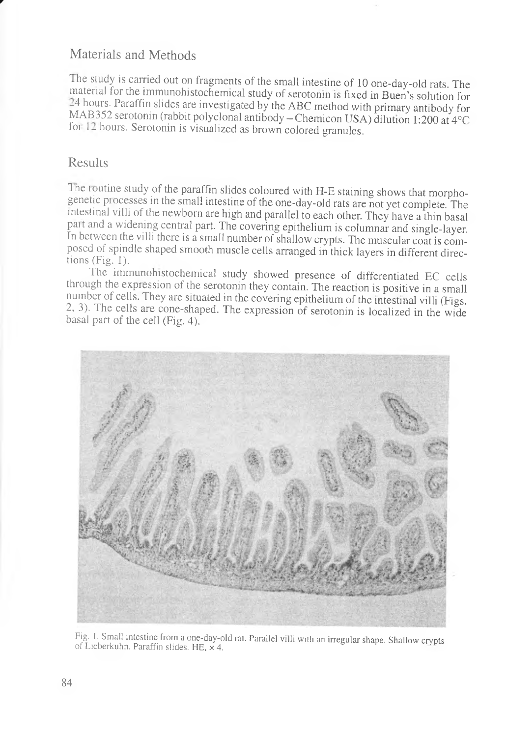## Materials and Methods

The study is carried out on fragments of the small intestine of 10 one-day-old rats. The material for the immunohistochemical study of serotonin is fixed in Buen's solution for 24 hours. Paraffin slides are investigated by the ABC method with primary antibody for MAB352 serotonin (rabbit polyclonal antibody – Chemicon USA) dilution 1:200 at 4°C for 12 hours. Serotonin is visualized as brown colored granules.

## Results

The routine study of the paraffin slides coloured with H-E staining shows that morphogenetic processes in the small intestine of the one-day-old rats are not yet complete. The intestinal villi of the newborn are high and parallel to each other. They have a thin basal part and a widening central part. The covering epithelium is columnar and single-layer. In between the villi there is a small number of shallow crypts. The muscular coat is composed of spindle shaped smooth muscle cells arranged in thick layers in different directions (Fig. 1).

The immunohistochemical study showed presence of differentiated EC cells through the expression of the serotonin they contain. The reaction is positive in a small number of cells. They are situated in the covering epithelium of the intestinal villi (Figs. 2, 3). The cells are cone-shaped. The expression of serotonin is localized in the wide basal part of the cell (Fig. 4).

Fig. 1. Small intestine from a one-day-old rat. Parallel villi with an irregular shape. Shallow crypts of Lieberkuhn. Paraffin slides. HE, × 4.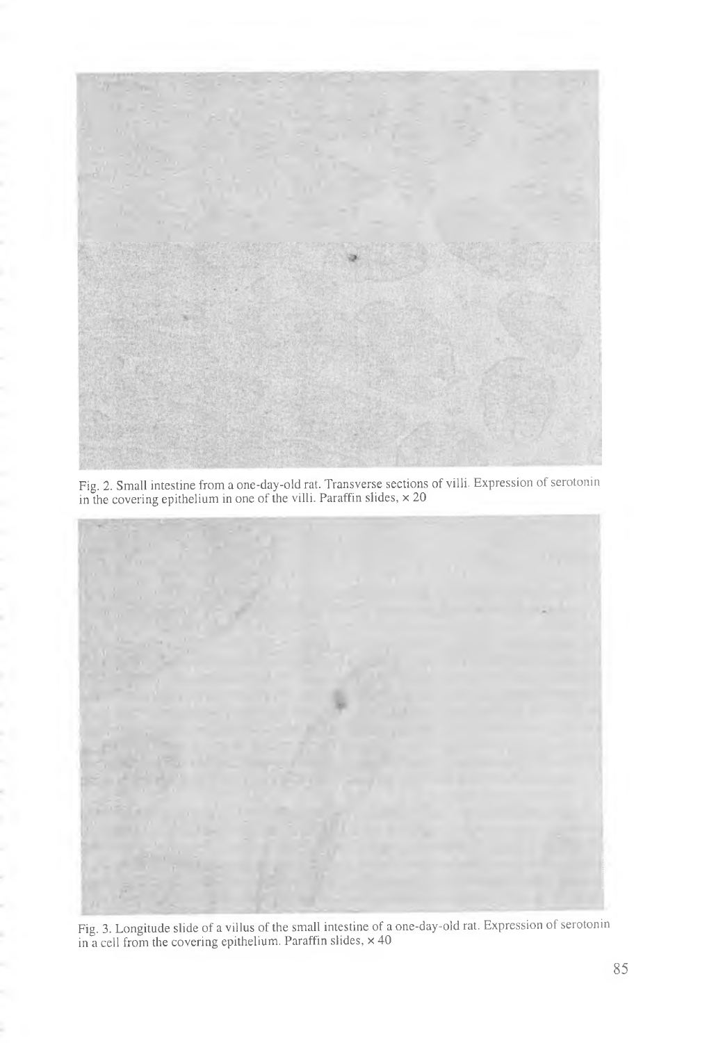Fig. 2. Small intestine from a one-day-old rat. Transverse sections of villi. Expression of serotonin in the covering epithelium in one of the villi. Paraffin slides, × 20

Fig. 3. Longitude slide of a villus of the small intestine of a one-day-old rat. Expression of serotonin in a cell from the covering epithelium. Paraffin slides, × 40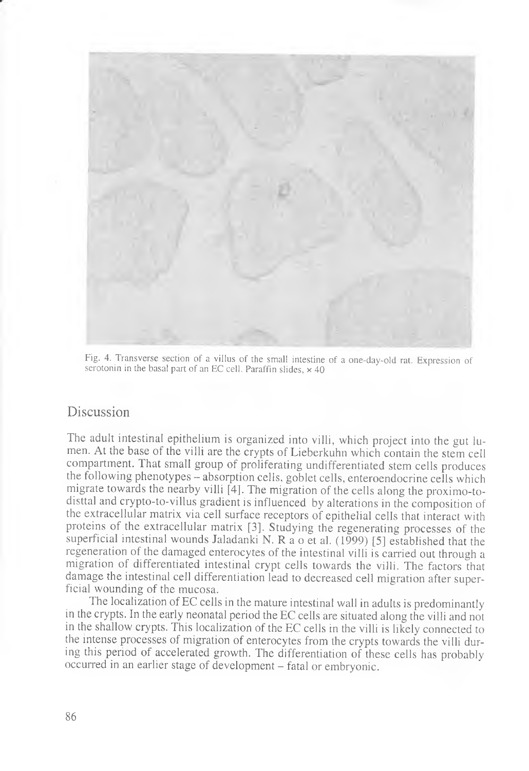Fig. 4. Transverse section of a villus of the small intestine of a one-day-old rat. Expression of serotonin in the basal part of an EC cell. Paraffin slides, × 40

## Discussion

The adult intestinal epithelium is organized into villi, which project into the gut lumen. At the base of the villi are the crypts of Lieberkuhn which contain the stem cell compartment. That small group of proliferating undifferentiated stem cells produces the following phenotypes – absorption cells, goblet cells, enteroendocrine cells which migrate towards the nearby villi [4]. The migration of the cells along the proximo-to-disttal and crypto-to-villus gradient is influenced by alterations in the composition of the extracellular matrix via cell surface receptors of epithelial cells that interact with proteins of the extracellular matrix [3]. Studying the regenerating processes of the superficial intestinal wounds Jaladanki N. R a o et al. (1999) [5] established that the regeneration of the damaged enterocytes of the intestinal villi is carried out through a migration of differentiated intestinal crypt cells towards the villi. The factors that damage the intestinal cell differentiation lead to decreased cell migration after superficial wounding of the mucosa.

The localization of EC cells in the mature intestinal wall in adults is predominantly in the crypts. In the early neonatal period the EC cells are situated along the villi and not in the shallow crypts. This localization of the EC cells in the villi is likely connected to the intense processes of migration of enterocytes from the crypts towards the villi during this period of accelerated growth. The differentiation of these cells has probably occurred in an earlier stage of development – fatal or embryonic.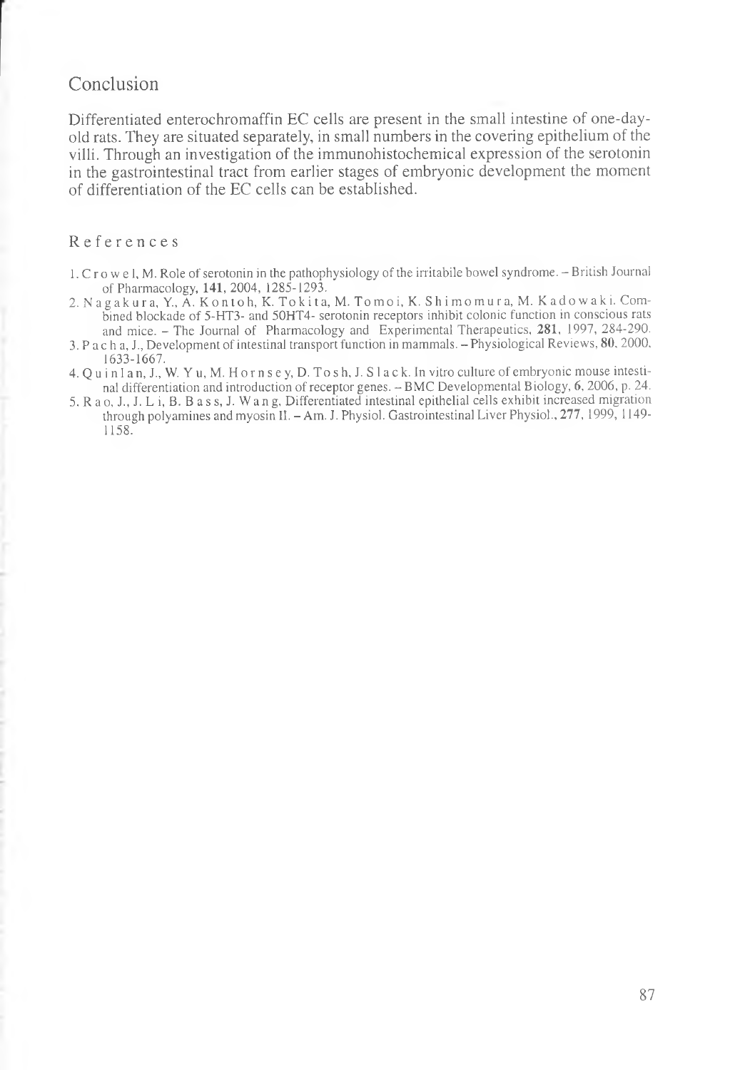## Conclusion

Differentiated enterochromaffin EC cells are present in the small intestine of one-day-old rats. They are situated separately, in small numbers in the covering epithelium of the villi. Through an investigation of the immunohistochemical expression of the serotonin in the gastrointestinal tract from earlier stages of embryonic development the moment of differentiation of the EC cells can be established.

## References

1. Crowel, M. Role of serotonin in the pathophysiology of the irritabile bowel syndrome. – British Journal of Pharmacology, **141**, 2004, 1285-1293.
2. Nagakura, Y., A. Kontoh, K. Tokita, M. Tomoi, K. Shimomura, M. Kadowaki. Combined blockade of 5-HT3- and 50HT4- serotonin receptors inhibit colonic function in conscious rats and mice. – The Journal of Pharmacology and Experimental Therapeutics, **281**, 1997, 284-290.
3. Pacha, J., Development of intestinal transport function in mammals. – Physiological Reviews, **80**, 2000, 1633-1667.
4. Quinlan, J., W. Yu, M. Hornsey, D. Tosh, J. Slack. In vitro culture of embryonic mouse intestinal differentiation and introduction of receptor genes. – BMC Developmental Biology, **6**, 2006, p. 24.
5. Rao, J., J. Li, B. Bass, J. Wang, Differentiated intestinal epithelial cells exhibit increased migration through polyamines and myosin II. – Am. J. Physiol. Gastrointestinal Liver Physiol., **277**, 1999, 1149-1158.